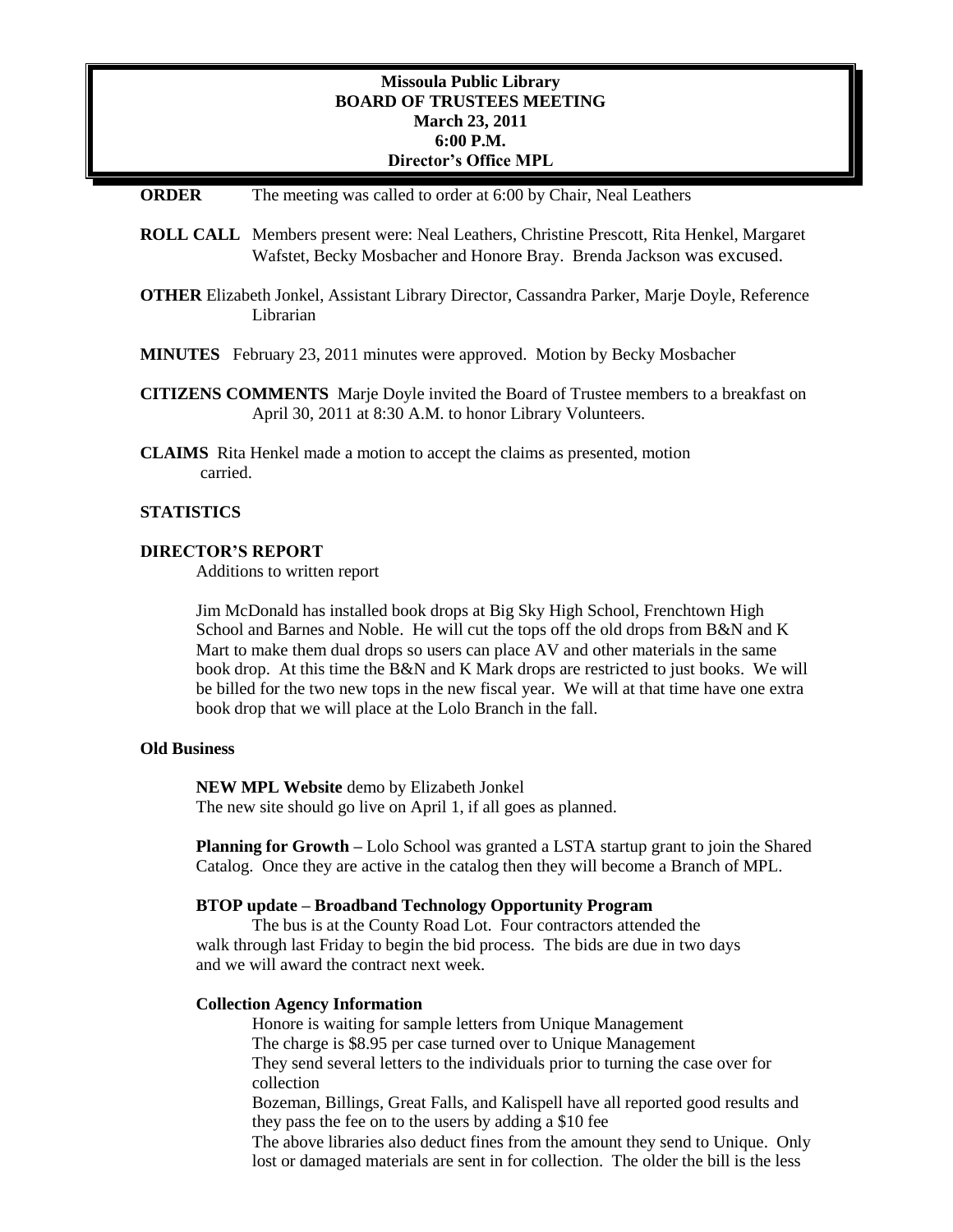# Missoula Public Library
## BOARD OF TRUSTEES MEETING
**March 23, 2011**
**6:00 P.M.**
**Director's Office MPL**

**ORDER** The meeting was called to order at 6:00 by Chair, Neal Leathers

**ROLL CALL** Members present were: Neal Leathers, Christine Prescott, Rita Henkel, Margaret Wafstet, Becky Mosbacher and Honore Bray. Brenda Jackson was excused.

**OTHER** Elizabeth Jonkel, Assistant Library Director, Cassandra Parker, Marje Doyle, Reference Librarian

**MINUTES** February 23, 2011 minutes were approved. Motion by Becky Mosbacher

**CITIZENS COMMENTS** Marje Doyle invited the Board of Trustee members to a breakfast on April 30, 2011 at 8:30 A.M. to honor Library Volunteers.

**CLAIMS** Rita Henkel made a motion to accept the claims as presented, motion carried.

**STATISTICS**

**DIRECTOR'S REPORT**

Additions to written report

Jim McDonald has installed book drops at Big Sky High School, Frenchtown High School and Barnes and Noble. He will cut the tops off the old drops from B&N and K Mart to make them dual drops so users can place AV and other materials in the same book drop. At this time the B&N and K Mark drops are restricted to just books. We will be billed for the two new tops in the new fiscal year. We will at that time have one extra book drop that we will place at the Lolo Branch in the fall.

**Old Business**

**NEW MPL Website** demo by Elizabeth Jonkel
The new site should go live on April 1, if all goes as planned.

**Planning for Growth –** Lolo School was granted a LSTA startup grant to join the Shared Catalog. Once they are active in the catalog then they will become a Branch of MPL.

**BTOP update – Broadband Technology Opportunity Program**

The bus is at the County Road Lot. Four contractors attended the walk through last Friday to begin the bid process. The bids are due in two days and we will award the contract next week.

**Collection Agency Information**

Honore is waiting for sample letters from Unique Management
The charge is $8.95 per case turned over to Unique Management
They send several letters to the individuals prior to turning the case over for collection
Bozeman, Billings, Great Falls, and Kalispell have all reported good results and they pass the fee on to the users by adding a $10 fee
The above libraries also deduct fines from the amount they send to Unique. Only lost or damaged materials are sent in for collection. The older the bill is the less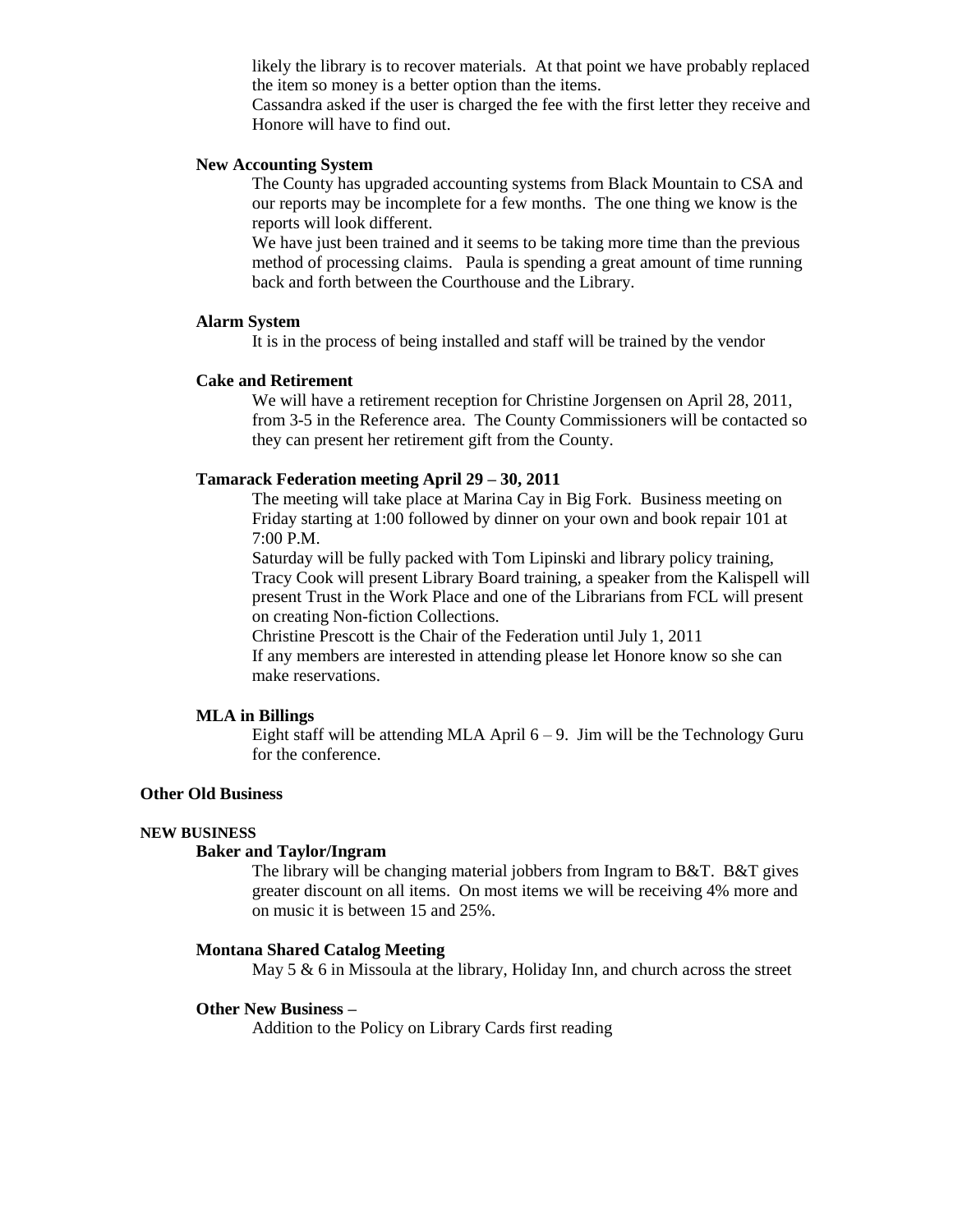likely the library is to recover materials. At that point we have probably replaced the item so money is a better option than the items.

Cassandra asked if the user is charged the fee with the first letter they receive and Honore will have to find out.

### New Accounting System

The County has upgraded accounting systems from Black Mountain to CSA and our reports may be incomplete for a few months. The one thing we know is the reports will look different.

We have just been trained and it seems to be taking more time than the previous method of processing claims. Paula is spending a great amount of time running back and forth between the Courthouse and the Library.

### Alarm System

It is in the process of being installed and staff will be trained by the vendor

### Cake and Retirement

We will have a retirement reception for Christine Jorgensen on April 28, 2011, from 3-5 in the Reference area. The County Commissioners will be contacted so they can present her retirement gift from the County.

### Tamarack Federation meeting April 29 – 30, 2011

The meeting will take place at Marina Cay in Big Fork. Business meeting on Friday starting at 1:00 followed by dinner on your own and book repair 101 at 7:00 P.M.

Saturday will be fully packed with Tom Lipinski and library policy training, Tracy Cook will present Library Board training, a speaker from the Kalispell will present Trust in the Work Place and one of the Librarians from FCL will present on creating Non-fiction Collections.

Christine Prescott is the Chair of the Federation until July 1, 2011

If any members are interested in attending please let Honore know so she can make reservations.

### MLA in Billings

Eight staff will be attending MLA April 6 – 9. Jim will be the Technology Guru for the conference.

## Other Old Business

## NEW BUSINESS

### Baker and Taylor/Ingram

The library will be changing material jobbers from Ingram to B&T. B&T gives greater discount on all items. On most items we will be receiving 4% more and on music it is between 15 and 25%.

### Montana Shared Catalog Meeting

May 5 & 6 in Missoula at the library, Holiday Inn, and church across the street

### Other New Business –

Addition to the Policy on Library Cards first reading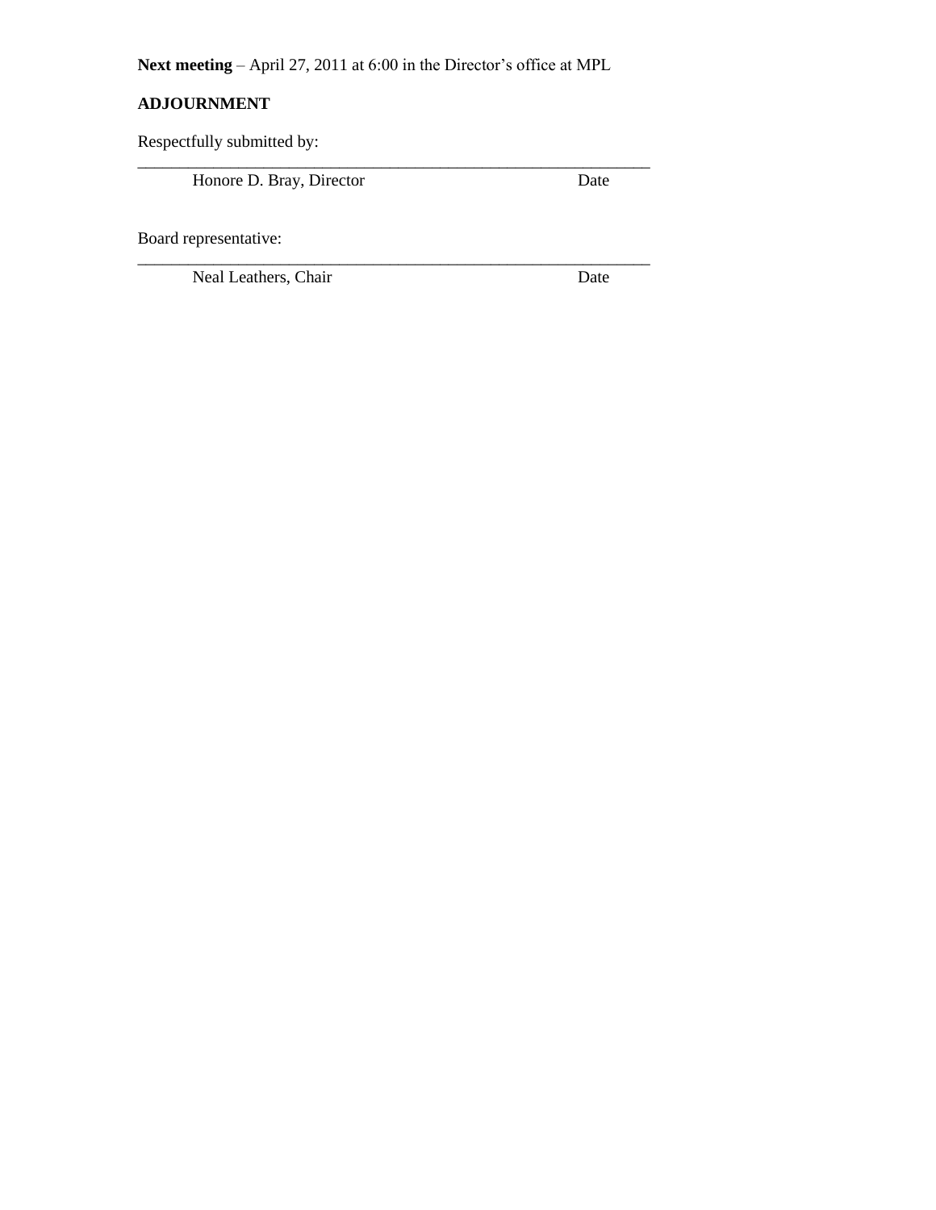**Next meeting** – April 27, 2011 at 6:00 in the Director's office at MPL

**ADJOURNMENT**

Respectfully submitted by:

_______________________________________________________________

Honore D. Bray, Director                                        Date

Board representative:

_______________________________________________________________

Neal Leathers, Chair                                        Date